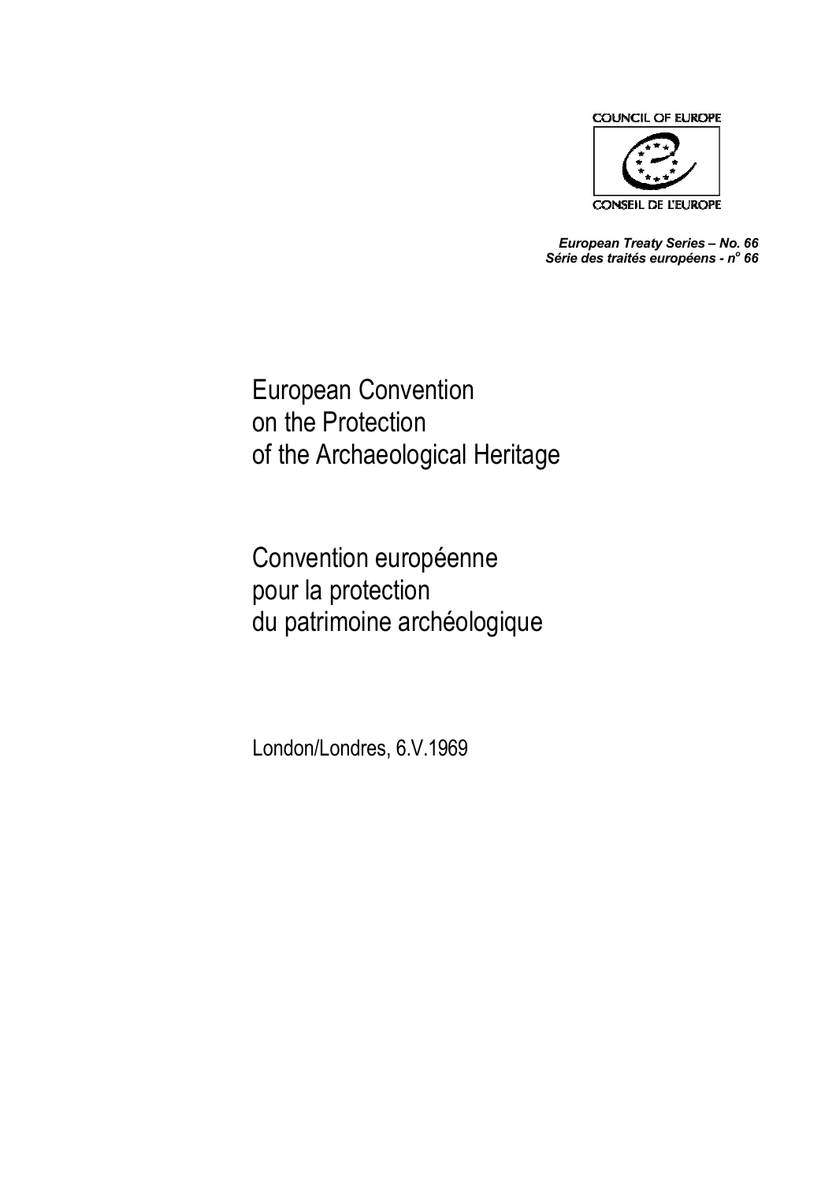COUNCIL OF EUROPE

CONSEIL DE L'EUROPE

***European Treaty Series – No. 66***
***Série des traités européens - n° 66***

# European Convention on the Protection of the Archaeological Heritage

# Convention européenne pour la protection du patrimoine archéologique

London/Londres, 6.V.1969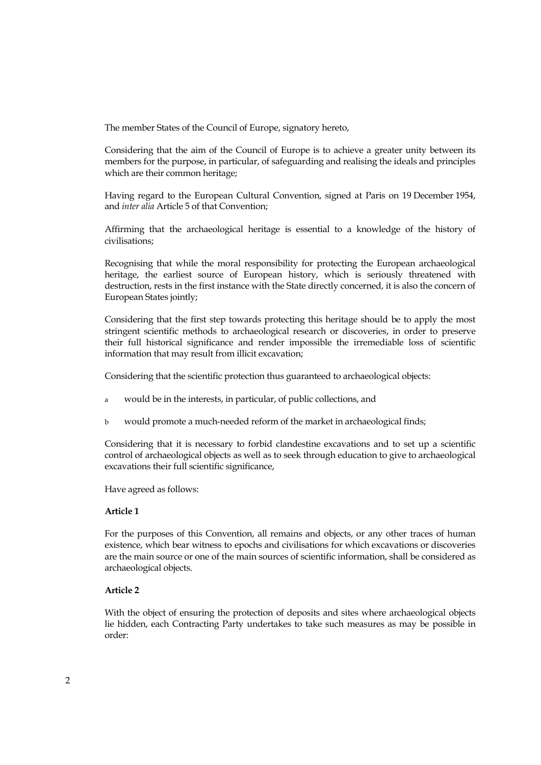The member States of the Council of Europe, signatory hereto,

Considering that the aim of the Council of Europe is to achieve a greater unity between its members for the purpose, in particular, of safeguarding and realising the ideals and principles which are their common heritage;

Having regard to the European Cultural Convention, signed at Paris on 19 December 1954, and *inter alia* Article 5 of that Convention;

Affirming that the archaeological heritage is essential to a knowledge of the history of civilisations;

Recognising that while the moral responsibility for protecting the European archaeological heritage, the earliest source of European history, which is seriously threatened with destruction, rests in the first instance with the State directly concerned, it is also the concern of European States jointly;

Considering that the first step towards protecting this heritage should be to apply the most stringent scientific methods to archaeological research or discoveries, in order to preserve their full historical significance and render impossible the irremediable loss of scientific information that may result from illicit excavation;

Considering that the scientific protection thus guaranteed to archaeological objects:

a would be in the interests, in particular, of public collections, and

b would promote a much-needed reform of the market in archaeological finds;

Considering that it is necessary to forbid clandestine excavations and to set up a scientific control of archaeological objects as well as to seek through education to give to archaeological excavations their full scientific significance,

Have agreed as follows:

**Article 1**

For the purposes of this Convention, all remains and objects, or any other traces of human existence, which bear witness to epochs and civilisations for which excavations or discoveries are the main source or one of the main sources of scientific information, shall be considered as archaeological objects.

**Article 2**

With the object of ensuring the protection of deposits and sites where archaeological objects lie hidden, each Contracting Party undertakes to take such measures as may be possible in order: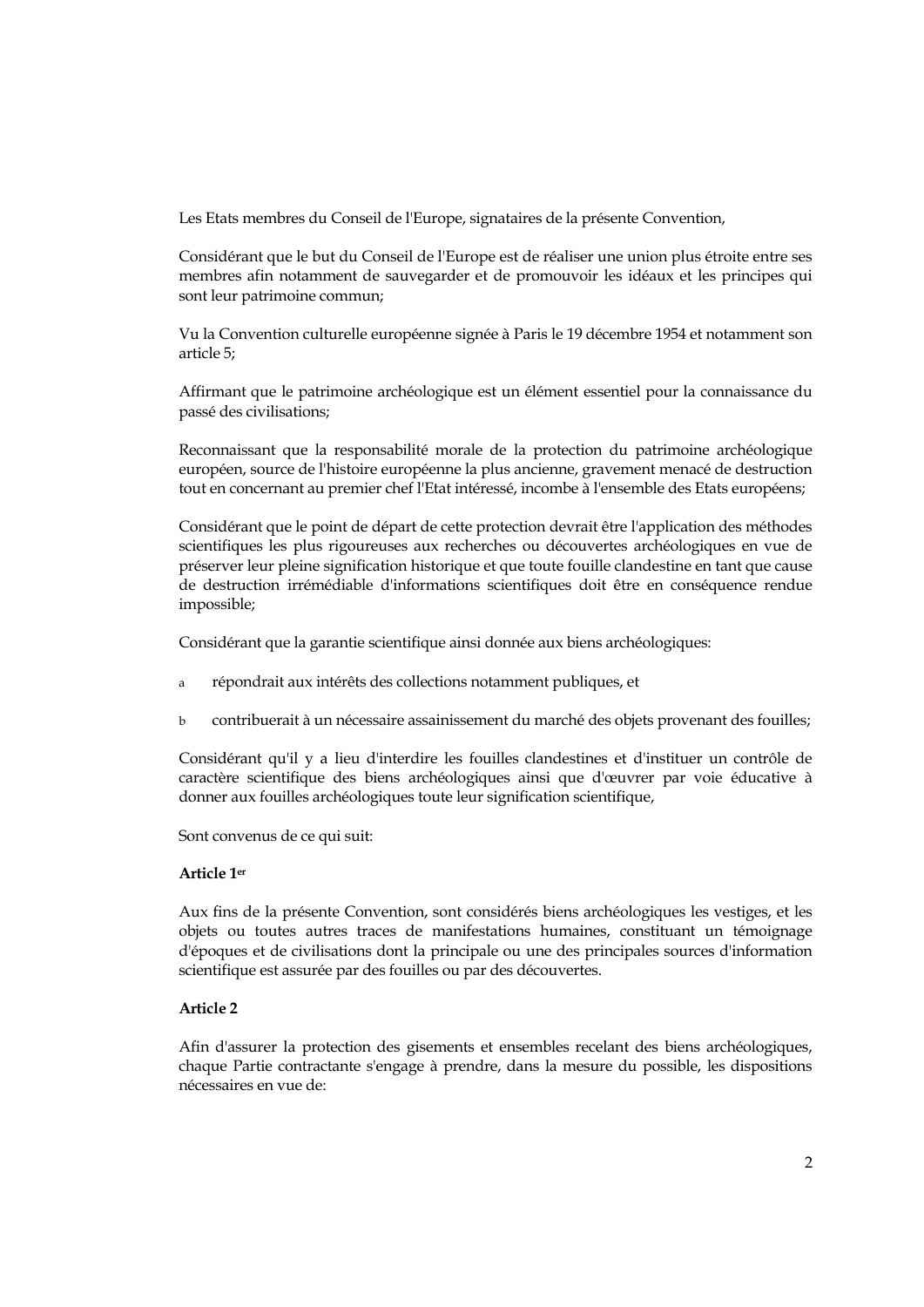Les Etats membres du Conseil de l'Europe, signataires de la présente Convention,

Considérant que le but du Conseil de l'Europe est de réaliser une union plus étroite entre ses membres afin notamment de sauvegarder et de promouvoir les idéaux et les principes qui sont leur patrimoine commun;

Vu la Convention culturelle européenne signée à Paris le 19 décembre 1954 et notamment son article 5;

Affirmant que le patrimoine archéologique est un élément essentiel pour la connaissance du passé des civilisations;

Reconnaissant que la responsabilité morale de la protection du patrimoine archéologique européen, source de l'histoire européenne la plus ancienne, gravement menacé de destruction tout en concernant au premier chef l'Etat intéressé, incombe à l'ensemble des Etats européens;

Considérant que le point de départ de cette protection devrait être l'application des méthodes scientifiques les plus rigoureuses aux recherches ou découvertes archéologiques en vue de préserver leur pleine signification historique et que toute fouille clandestine en tant que cause de destruction irrémédiable d'informations scientifiques doit être en conséquence rendue impossible;

Considérant que la garantie scientifique ainsi donnée aux biens archéologiques:

a répondrait aux intérêts des collections notamment publiques, et

b contribuerait à un nécessaire assainissement du marché des objets provenant des fouilles;

Considérant qu'il y a lieu d'interdire les fouilles clandestines et d'instituer un contrôle de caractère scientifique des biens archéologiques ainsi que d'œuvrer par voie éducative à donner aux fouilles archéologiques toute leur signification scientifique,

Sont convenus de ce qui suit:

**Article 1er**

Aux fins de la présente Convention, sont considérés biens archéologiques les vestiges, et les objets ou toutes autres traces de manifestations humaines, constituant un témoignage d'époques et de civilisations dont la principale ou une des principales sources d'information scientifique est assurée par des fouilles ou par des découvertes.

**Article 2**

Afin d'assurer la protection des gisements et ensembles recelant des biens archéologiques, chaque Partie contractante s'engage à prendre, dans la mesure du possible, les dispositions nécessaires en vue de: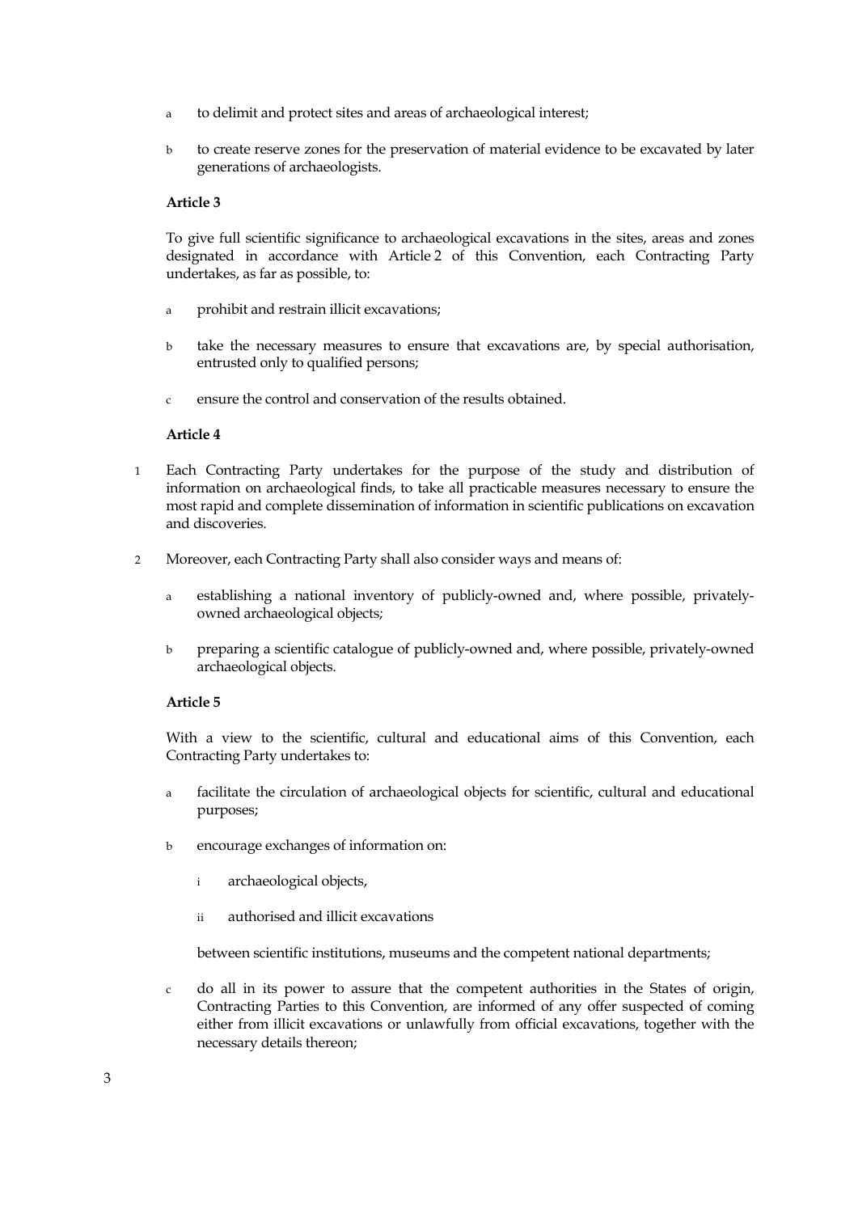a to delimit and protect sites and areas of archaeological interest;

b to create reserve zones for the preservation of material evidence to be excavated by later generations of archaeologists.

**Article 3**

To give full scientific significance to archaeological excavations in the sites, areas and zones designated in accordance with Article 2 of this Convention, each Contracting Party undertakes, as far as possible, to:

a prohibit and restrain illicit excavations;

b take the necessary measures to ensure that excavations are, by special authorisation, entrusted only to qualified persons;

c ensure the control and conservation of the results obtained.

**Article 4**

1 Each Contracting Party undertakes for the purpose of the study and distribution of information on archaeological finds, to take all practicable measures necessary to ensure the most rapid and complete dissemination of information in scientific publications on excavation and discoveries.

2 Moreover, each Contracting Party shall also consider ways and means of:

a establishing a national inventory of publicly-owned and, where possible, privately-owned archaeological objects;

b preparing a scientific catalogue of publicly-owned and, where possible, privately-owned archaeological objects.

**Article 5**

With a view to the scientific, cultural and educational aims of this Convention, each Contracting Party undertakes to:

a facilitate the circulation of archaeological objects for scientific, cultural and educational purposes;

b encourage exchanges of information on:

i archaeological objects,

ii authorised and illicit excavations

between scientific institutions, museums and the competent national departments;

c do all in its power to assure that the competent authorities in the States of origin, Contracting Parties to this Convention, are informed of any offer suspected of coming either from illicit excavations or unlawfully from official excavations, together with the necessary details thereon;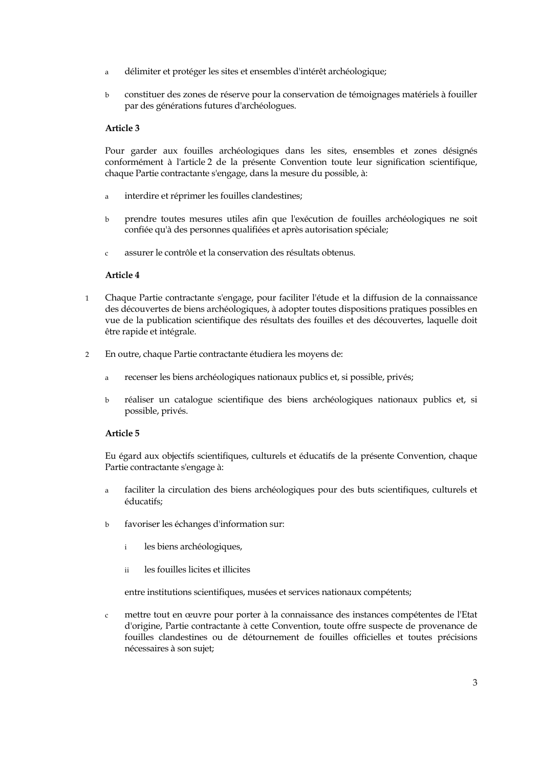a délimiter et protéger les sites et ensembles d'intérêt archéologique;

b constituer des zones de réserve pour la conservation de témoignages matériels à fouiller par des générations futures d'archéologues.

**Article 3**

Pour garder aux fouilles archéologiques dans les sites, ensembles et zones désignés conformément à l'article 2 de la présente Convention toute leur signification scientifique, chaque Partie contractante s'engage, dans la mesure du possible, à:

a interdire et réprimer les fouilles clandestines;

b prendre toutes mesures utiles afin que l'exécution de fouilles archéologiques ne soit confiée qu'à des personnes qualifiées et après autorisation spéciale;

c assurer le contrôle et la conservation des résultats obtenus.

**Article 4**

1 Chaque Partie contractante s'engage, pour faciliter l'étude et la diffusion de la connaissance des découvertes de biens archéologiques, à adopter toutes dispositions pratiques possibles en vue de la publication scientifique des résultats des fouilles et des découvertes, laquelle doit être rapide et intégrale.

2 En outre, chaque Partie contractante étudiera les moyens de:

a recenser les biens archéologiques nationaux publics et, si possible, privés;

b réaliser un catalogue scientifique des biens archéologiques nationaux publics et, si possible, privés.

**Article 5**

Eu égard aux objectifs scientifiques, culturels et éducatifs de la présente Convention, chaque Partie contractante s'engage à:

a faciliter la circulation des biens archéologiques pour des buts scientifiques, culturels et éducatifs;

b favoriser les échanges d'information sur:

i les biens archéologiques,

ii les fouilles licites et illicites

entre institutions scientifiques, musées et services nationaux compétents;

c mettre tout en œuvre pour porter à la connaissance des instances compétentes de l'Etat d'origine, Partie contractante à cette Convention, toute offre suspecte de provenance de fouilles clandestines ou de détournement de fouilles officielles et toutes précisions nécessaires à son sujet;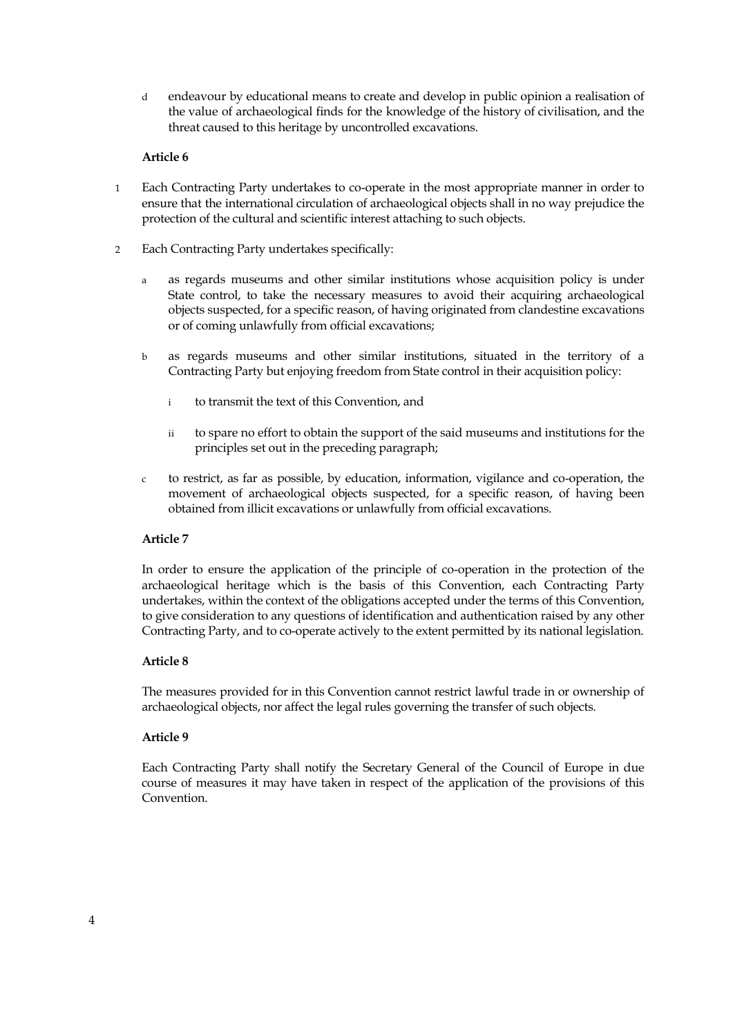d endeavour by educational means to create and develop in public opinion a realisation of the value of archaeological finds for the knowledge of the history of civilisation, and the threat caused to this heritage by uncontrolled excavations.

**Article 6**

1 Each Contracting Party undertakes to co-operate in the most appropriate manner in order to ensure that the international circulation of archaeological objects shall in no way prejudice the protection of the cultural and scientific interest attaching to such objects.

2 Each Contracting Party undertakes specifically:

a as regards museums and other similar institutions whose acquisition policy is under State control, to take the necessary measures to avoid their acquiring archaeological objects suspected, for a specific reason, of having originated from clandestine excavations or of coming unlawfully from official excavations;

b as regards museums and other similar institutions, situated in the territory of a Contracting Party but enjoying freedom from State control in their acquisition policy:

i to transmit the text of this Convention, and

ii to spare no effort to obtain the support of the said museums and institutions for the principles set out in the preceding paragraph;

c to restrict, as far as possible, by education, information, vigilance and co-operation, the movement of archaeological objects suspected, for a specific reason, of having been obtained from illicit excavations or unlawfully from official excavations.

**Article 7**

In order to ensure the application of the principle of co-operation in the protection of the archaeological heritage which is the basis of this Convention, each Contracting Party undertakes, within the context of the obligations accepted under the terms of this Convention, to give consideration to any questions of identification and authentication raised by any other Contracting Party, and to co-operate actively to the extent permitted by its national legislation.

**Article 8**

The measures provided for in this Convention cannot restrict lawful trade in or ownership of archaeological objects, nor affect the legal rules governing the transfer of such objects.

**Article 9**

Each Contracting Party shall notify the Secretary General of the Council of Europe in due course of measures it may have taken in respect of the application of the provisions of this Convention.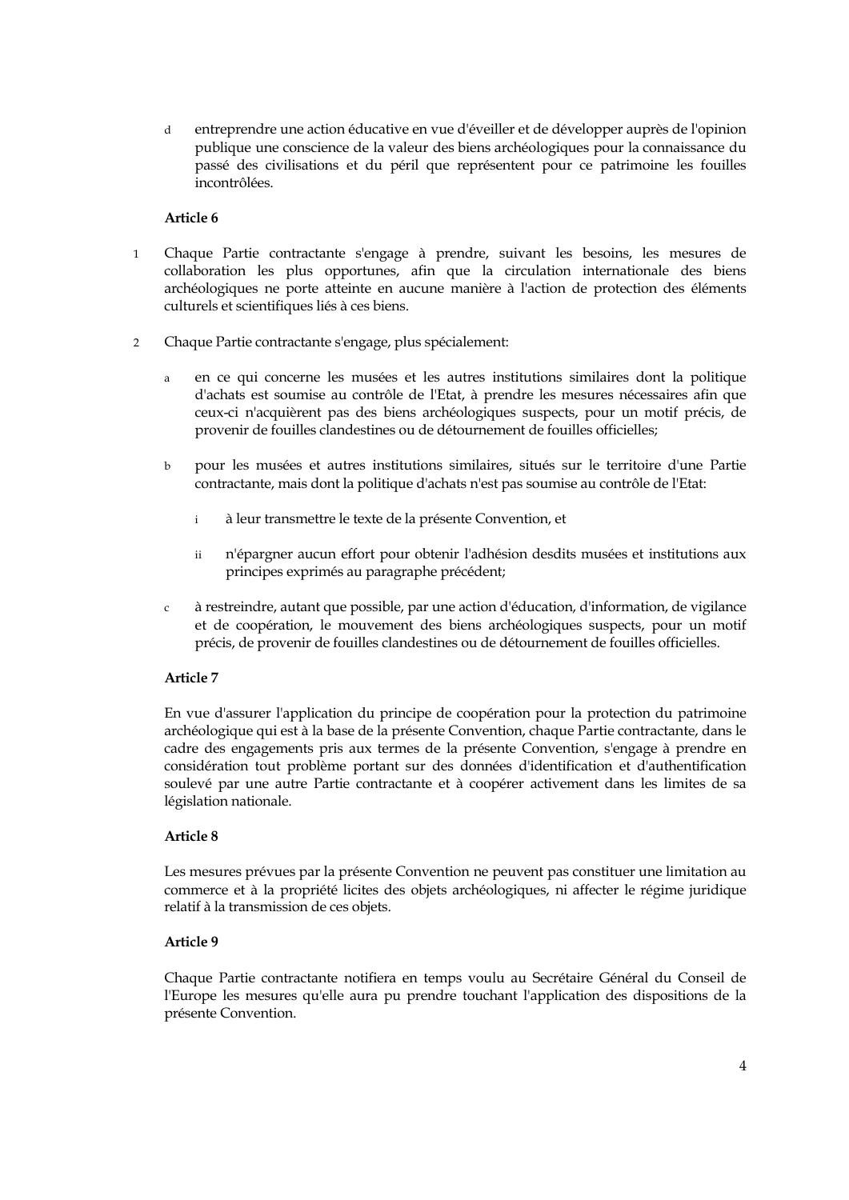d entreprendre une action éducative en vue d'éveiller et de développer auprès de l'opinion publique une conscience de la valeur des biens archéologiques pour la connaissance du passé des civilisations et du péril que représentent pour ce patrimoine les fouilles incontrôlées.

**Article 6**

1 Chaque Partie contractante s'engage à prendre, suivant les besoins, les mesures de collaboration les plus opportunes, afin que la circulation internationale des biens archéologiques ne porte atteinte en aucune manière à l'action de protection des éléments culturels et scientifiques liés à ces biens.

2 Chaque Partie contractante s'engage, plus spécialement:

a en ce qui concerne les musées et les autres institutions similaires dont la politique d'achats est soumise au contrôle de l'Etat, à prendre les mesures nécessaires afin que ceux-ci n'acquièrent pas des biens archéologiques suspects, pour un motif précis, de provenir de fouilles clandestines ou de détournement de fouilles officielles;

b pour les musées et autres institutions similaires, situés sur le territoire d'une Partie contractante, mais dont la politique d'achats n'est pas soumise au contrôle de l'Etat:

i à leur transmettre le texte de la présente Convention, et

ii n'épargner aucun effort pour obtenir l'adhésion desdits musées et institutions aux principes exprimés au paragraphe précédent;

c à restreindre, autant que possible, par une action d'éducation, d'information, de vigilance et de coopération, le mouvement des biens archéologiques suspects, pour un motif précis, de provenir de fouilles clandestines ou de détournement de fouilles officielles.

**Article 7**

En vue d'assurer l'application du principe de coopération pour la protection du patrimoine archéologique qui est à la base de la présente Convention, chaque Partie contractante, dans le cadre des engagements pris aux termes de la présente Convention, s'engage à prendre en considération tout problème portant sur des données d'identification et d'authentification soulevé par une autre Partie contractante et à coopérer activement dans les limites de sa législation nationale.

**Article 8**

Les mesures prévues par la présente Convention ne peuvent pas constituer une limitation au commerce et à la propriété licites des objets archéologiques, ni affecter le régime juridique relatif à la transmission de ces objets.

**Article 9**

Chaque Partie contractante notifiera en temps voulu au Secrétaire Général du Conseil de l'Europe les mesures qu'elle aura pu prendre touchant l'application des dispositions de la présente Convention.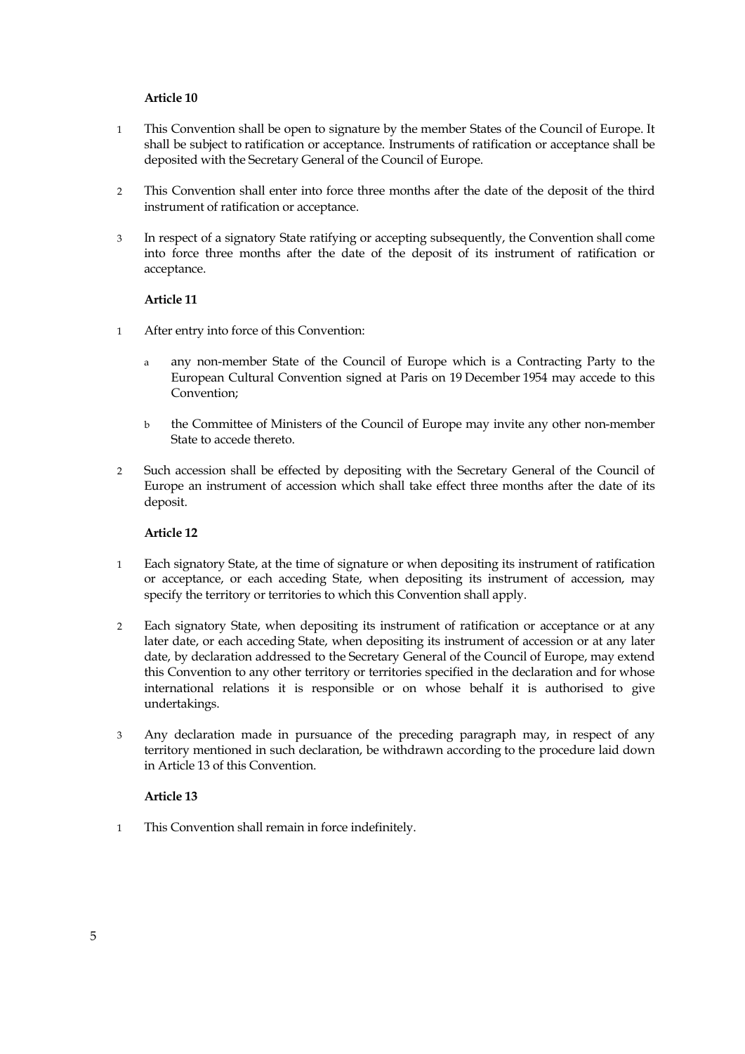**Article 10**

1 This Convention shall be open to signature by the member States of the Council of Europe. It shall be subject to ratification or acceptance. Instruments of ratification or acceptance shall be deposited with the Secretary General of the Council of Europe.

2 This Convention shall enter into force three months after the date of the deposit of the third instrument of ratification or acceptance.

3 In respect of a signatory State ratifying or accepting subsequently, the Convention shall come into force three months after the date of the deposit of its instrument of ratification or acceptance.

**Article 11**

1 After entry into force of this Convention:

 a any non-member State of the Council of Europe which is a Contracting Party to the European Cultural Convention signed at Paris on 19 December 1954 may accede to this Convention;

 b the Committee of Ministers of the Council of Europe may invite any other non-member State to accede thereto.

2 Such accession shall be effected by depositing with the Secretary General of the Council of Europe an instrument of accession which shall take effect three months after the date of its deposit.

**Article 12**

1 Each signatory State, at the time of signature or when depositing its instrument of ratification or acceptance, or each acceding State, when depositing its instrument of accession, may specify the territory or territories to which this Convention shall apply.

2 Each signatory State, when depositing its instrument of ratification or acceptance or at any later date, or each acceding State, when depositing its instrument of accession or at any later date, by declaration addressed to the Secretary General of the Council of Europe, may extend this Convention to any other territory or territories specified in the declaration and for whose international relations it is responsible or on whose behalf it is authorised to give undertakings.

3 Any declaration made in pursuance of the preceding paragraph may, in respect of any territory mentioned in such declaration, be withdrawn according to the procedure laid down in Article 13 of this Convention.

**Article 13**

1 This Convention shall remain in force indefinitely.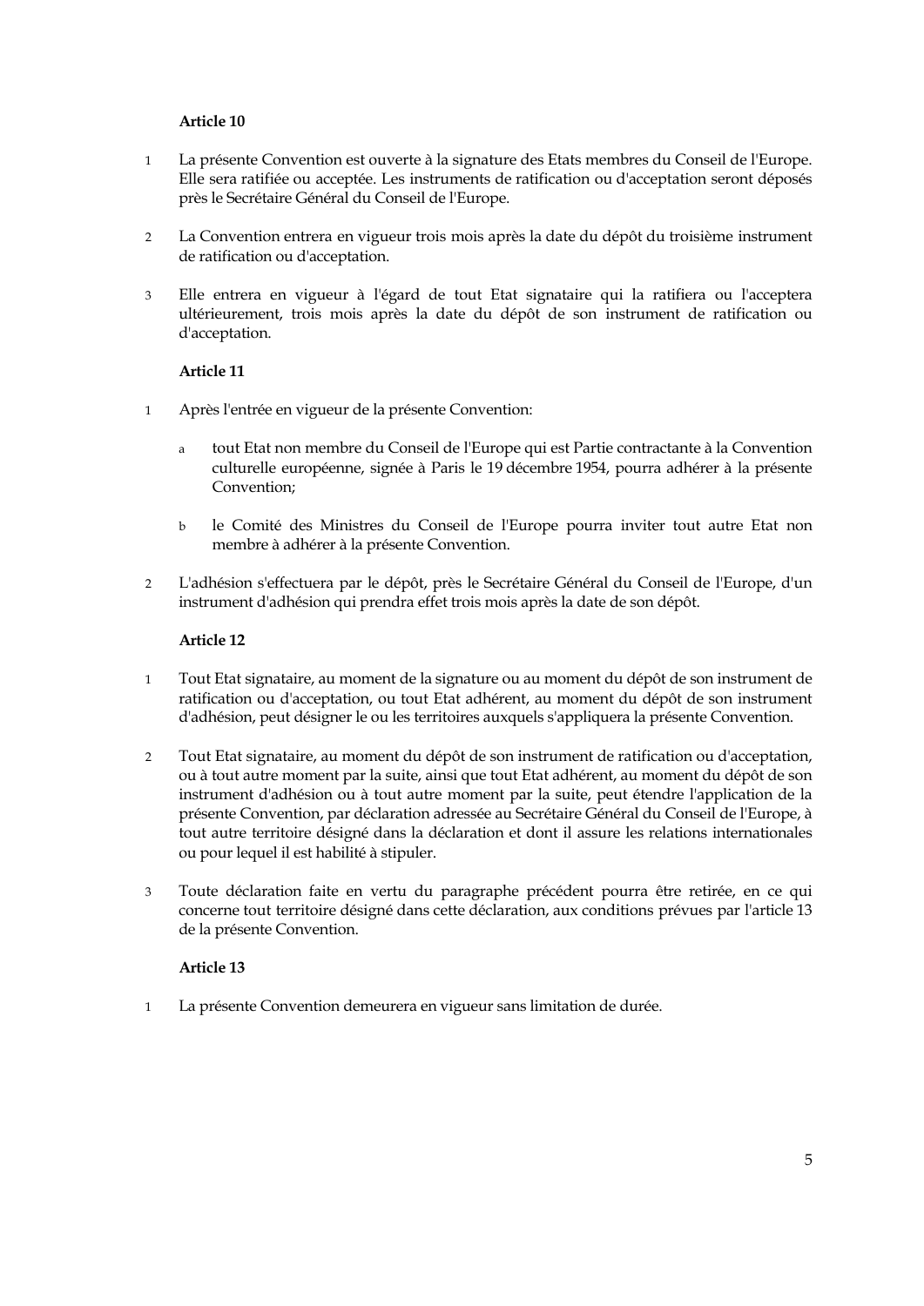**Article 10**

1 La présente Convention est ouverte à la signature des Etats membres du Conseil de l'Europe. Elle sera ratifiée ou acceptée. Les instruments de ratification ou d'acceptation seront déposés près le Secrétaire Général du Conseil de l'Europe.

2 La Convention entrera en vigueur trois mois après la date du dépôt du troisième instrument de ratification ou d'acceptation.

3 Elle entrera en vigueur à l'égard de tout Etat signataire qui la ratifiera ou l'acceptera ultérieurement, trois mois après la date du dépôt de son instrument de ratification ou d'acceptation.

**Article 11**

1 Après l'entrée en vigueur de la présente Convention:

   a tout Etat non membre du Conseil de l'Europe qui est Partie contractante à la Convention culturelle européenne, signée à Paris le 19 décembre 1954, pourra adhérer à la présente Convention;

   b le Comité des Ministres du Conseil de l'Europe pourra inviter tout autre Etat non membre à adhérer à la présente Convention.

2 L'adhésion s'effectuera par le dépôt, près le Secrétaire Général du Conseil de l'Europe, d'un instrument d'adhésion qui prendra effet trois mois après la date de son dépôt.

**Article 12**

1 Tout Etat signataire, au moment de la signature ou au moment du dépôt de son instrument de ratification ou d'acceptation, ou tout Etat adhérent, au moment du dépôt de son instrument d'adhésion, peut désigner le ou les territoires auxquels s'appliquera la présente Convention.

2 Tout Etat signataire, au moment du dépôt de son instrument de ratification ou d'acceptation, ou à tout autre moment par la suite, ainsi que tout Etat adhérent, au moment du dépôt de son instrument d'adhésion ou à tout autre moment par la suite, peut étendre l'application de la présente Convention, par déclaration adressée au Secrétaire Général du Conseil de l'Europe, à tout autre territoire désigné dans la déclaration et dont il assure les relations internationales ou pour lequel il est habilité à stipuler.

3 Toute déclaration faite en vertu du paragraphe précédent pourra être retirée, en ce qui concerne tout territoire désigné dans cette déclaration, aux conditions prévues par l'article 13 de la présente Convention.

**Article 13**

1 La présente Convention demeurera en vigueur sans limitation de durée.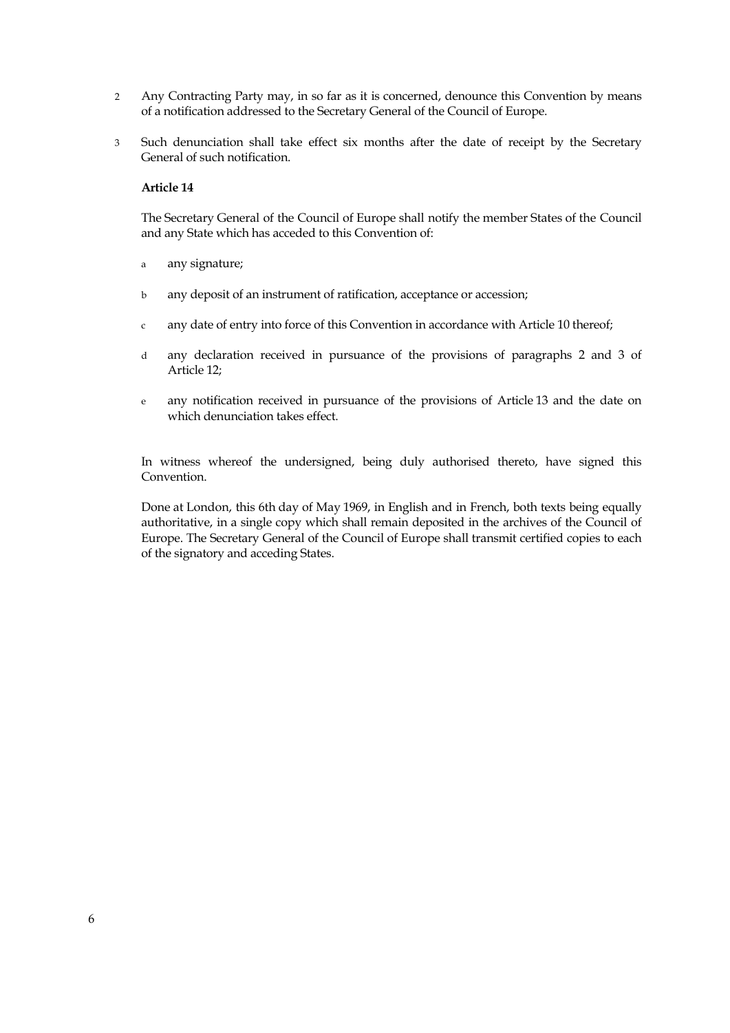2 Any Contracting Party may, in so far as it is concerned, denounce this Convention by means of a notification addressed to the Secretary General of the Council of Europe.

3 Such denunciation shall take effect six months after the date of receipt by the Secretary General of such notification.

**Article 14**

The Secretary General of the Council of Europe shall notify the member States of the Council and any State which has acceded to this Convention of:

a any signature;

b any deposit of an instrument of ratification, acceptance or accession;

c any date of entry into force of this Convention in accordance with Article 10 thereof;

d any declaration received in pursuance of the provisions of paragraphs 2 and 3 of Article 12;

e any notification received in pursuance of the provisions of Article 13 and the date on which denunciation takes effect.

In witness whereof the undersigned, being duly authorised thereto, have signed this Convention.

Done at London, this 6th day of May 1969, in English and in French, both texts being equally authoritative, in a single copy which shall remain deposited in the archives of the Council of Europe. The Secretary General of the Council of Europe shall transmit certified copies to each of the signatory and acceding States.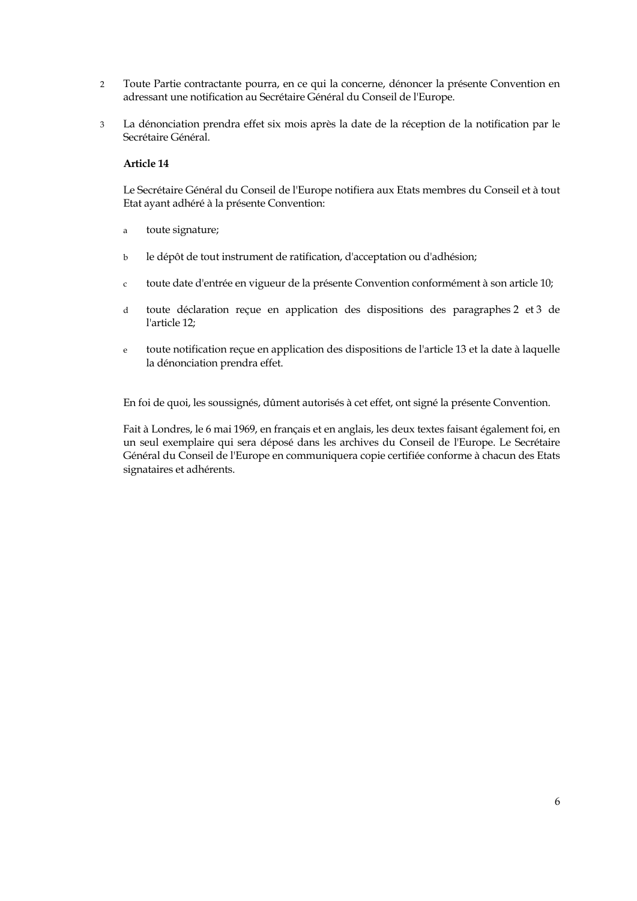2 Toute Partie contractante pourra, en ce qui la concerne, dénoncer la présente Convention en adressant une notification au Secrétaire Général du Conseil de l'Europe.

3 La dénonciation prendra effet six mois après la date de la réception de la notification par le Secrétaire Général.

**Article 14**

Le Secrétaire Général du Conseil de l'Europe notifiera aux Etats membres du Conseil et à tout Etat ayant adhéré à la présente Convention:

a toute signature;

b le dépôt de tout instrument de ratification, d'acceptation ou d'adhésion;

c toute date d'entrée en vigueur de la présente Convention conformément à son article 10;

d toute déclaration reçue en application des dispositions des paragraphes 2 et 3 de l'article 12;

e toute notification reçue en application des dispositions de l'article 13 et la date à laquelle la dénonciation prendra effet.

En foi de quoi, les soussignés, dûment autorisés à cet effet, ont signé la présente Convention.

Fait à Londres, le 6 mai 1969, en français et en anglais, les deux textes faisant également foi, en un seul exemplaire qui sera déposé dans les archives du Conseil de l'Europe. Le Secrétaire Général du Conseil de l'Europe en communiquera copie certifiée conforme à chacun des Etats signataires et adhérents.